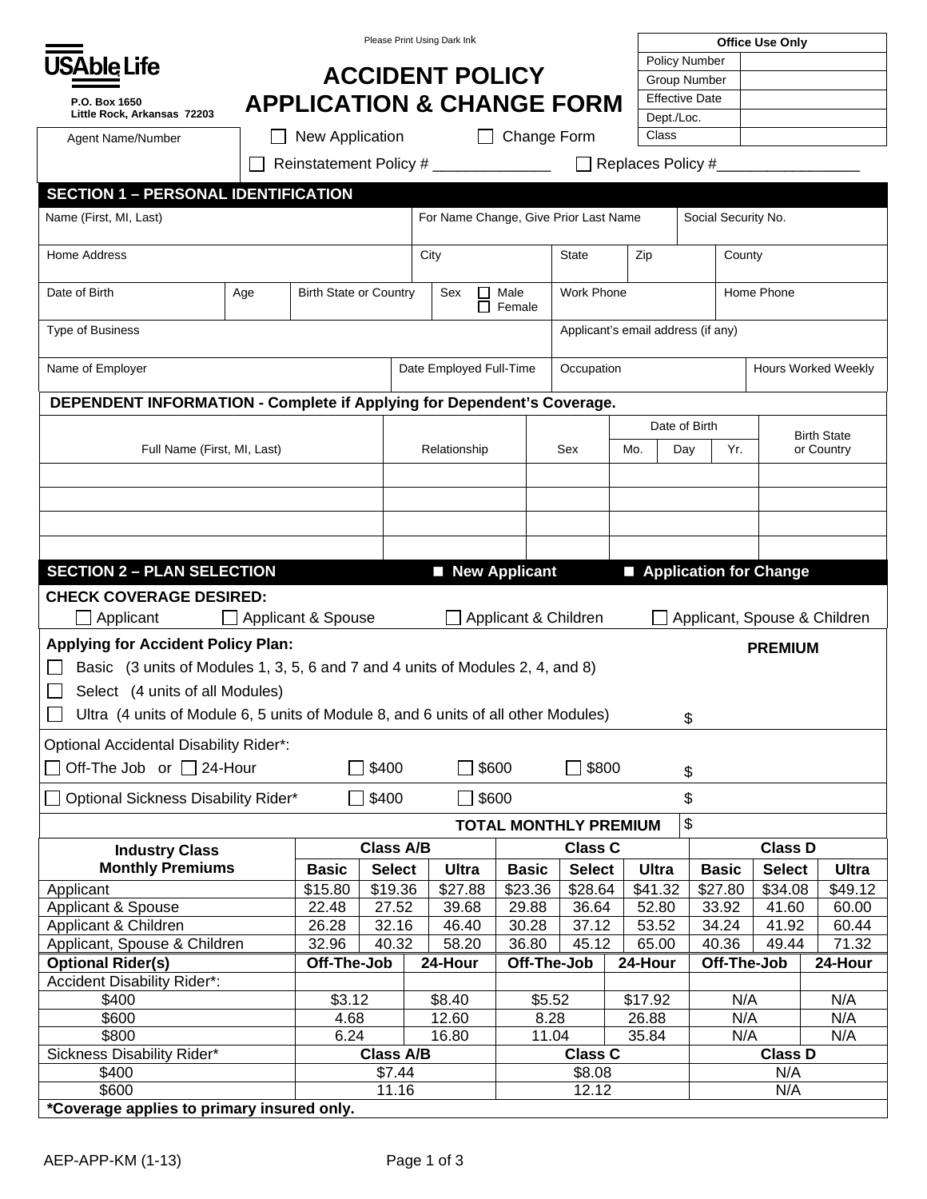USAble Life

P.O. Box 1650
Little Rock, Arkansas 72203

Please Print Using Dark Ink

# ACCIDENT POLICY APPLICATION & CHANGE FORM

| Office Use Only | |
|---|---|
| Policy Number | |
| Group Number | |
| Effective Date | |
| Dept./Loc. | |
| Class | |

Agent Name/Number

☐ New Application ☐ Change Form

☐ Reinstatement Policy # ______________ ☐ Replaces Policy #_________________

## SECTION 1 – PERSONAL IDENTIFICATION

| Name (First, MI, Last) | For Name Change, Give Prior Last Name | Social Security No. |
|---|---|---|
| | | |

| Home Address | City | State | Zip | County |
|---|---|---|---|---|
| | | | | |

| Date of Birth | Age | Birth State or Country | Sex ☐ Male ☐ Female | Work Phone | Home Phone |
|---|---|---|---|---|---|
| | | | | | |

| Type of Business | Applicant's email address (if any) |
|---|---|
| | |

| Name of Employer | Date Employed Full-Time | Occupation | Hours Worked Weekly |
|---|---|---|---|
| | | | |

**DEPENDENT INFORMATION - Complete if Applying for Dependent's Coverage.**

| Full Name (First, MI, Last) | Relationship | Sex | Date of Birth Mo. | Day | Yr. | Birth State or Country |
|---|---|---|---|---|---|---|
| | | | | | | |
| | | | | | | |
| | | | | | | |
| | | | | | | |

## SECTION 2 – PLAN SELECTION ■ New Applicant ■ Application for Change

**CHECK COVERAGE DESIRED:**

☐ Applicant ☐ Applicant & Spouse ☐ Applicant & Children ☐ Applicant, Spouse & Children

**Applying for Accident Policy Plan:** **PREMIUM**

☐ Basic (3 units of Modules 1, 3, 5, 6 and 7 and 4 units of Modules 2, 4, and 8)

☐ Select (4 units of all Modules)

☐ Ultra (4 units of Module 6, 5 units of Module 8, and 6 units of all other Modules) $

Optional Accidental Disability Rider*:

☐ Off-The Job or ☐ 24-Hour ☐ $400 ☐ $600 ☐ $800 $

☐ Optional Sickness Disability Rider* ☐ $400 ☐ $600 $

**TOTAL MONTHLY PREMIUM** $

| **Industry Class Monthly Premiums** | **Class A/B** | | | **Class C** | | | **Class D** | | |
|---|---|---|---|---|---|---|---|---|---|
| | **Basic** | **Select** | **Ultra** | **Basic** | **Select** | **Ultra** | **Basic** | **Select** | **Ultra** |
| Applicant | $15.80 | $19.36 | $27.88 | $23.36 | $28.64 | $41.32 | $27.80 | $34.08 | $49.12 |
| Applicant & Spouse | 22.48 | 27.52 | 39.68 | 29.88 | 36.64 | 52.80 | 33.92 | 41.60 | 60.00 |
| Applicant & Children | 26.28 | 32.16 | 46.40 | 30.28 | 37.12 | 53.52 | 34.24 | 41.92 | 60.44 |
| Applicant, Spouse & Children | 32.96 | 40.32 | 58.20 | 36.80 | 45.12 | 65.00 | 40.36 | 49.44 | 71.32 |

| **Optional Rider(s)** | **Class A/B Off-The-Job** | **Class A/B 24-Hour** | **Class C Off-The-Job** | **Class C 24-Hour** | **Class D Off-The-Job** | **Class D 24-Hour** |
|---|---|---|---|---|---|---|
| Accident Disability Rider*: | | | | | | |
| $400 | $3.12 | $8.40 | $5.52 | $17.92 | N/A | N/A |
| $600 | 4.68 | 12.60 | 8.28 | 26.88 | N/A | N/A |
| $800 | 6.24 | 16.80 | 11.04 | 35.84 | N/A | N/A |
| Sickness Disability Rider* | **Class A/B** | | **Class C** | | **Class D** | |
| $400 | $7.44 | | $8.08 | | N/A | |
| $600 | 11.16 | | 12.12 | | N/A | |

***Coverage applies to primary insured only.**

AEP-APP-KM (1-13)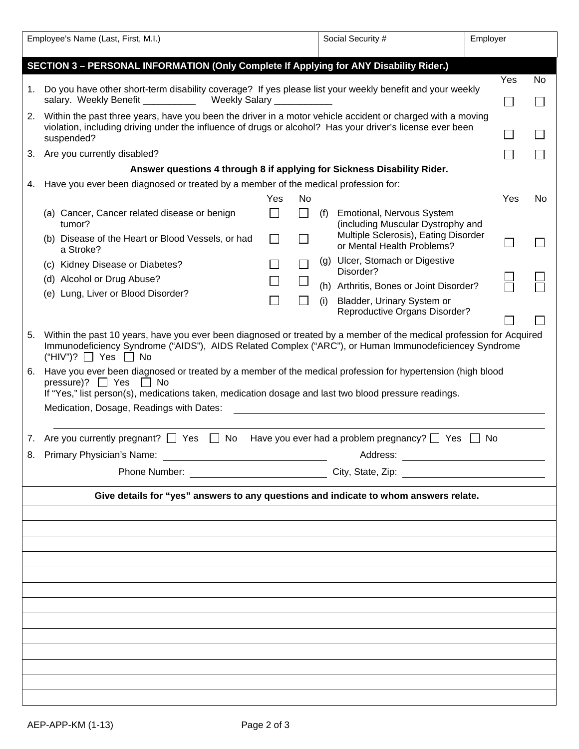| Employee's Name (Last, First, M.I.) | Social Security # | Employer |
|---|---|---|
| | | |

## SECTION 3 – PERSONAL INFORMATION (Only Complete If Applying for ANY Disability Rider.)

| | | Yes | No |
|---|---|---|---|
| 1. | Do you have other short-term disability coverage? If yes please list your weekly benefit and your weekly salary. Weekly Benefit __________ Weekly Salary ___________ | ☐ | ☐ |
| 2. | Within the past three years, have you been the driver in a motor vehicle accident or charged with a moving violation, including driving under the influence of drugs or alcohol? Has your driver's license ever been suspended? | ☐ | ☐ |
| 3. | Are you currently disabled? | ☐ | ☐ |

**Answer questions 4 through 8 if applying for Sickness Disability Rider.**

4. Have you ever been diagnosed or treated by a member of the medical profession for:

| | Yes | No | | Yes | No |
|---|---|---|---|---|---|
| (a) Cancer, Cancer related disease or benign tumor? | ☐ | ☐ | (f) Emotional, Nervous System (including Muscular Dystrophy and Multiple Sclerosis), Eating Disorder or Mental Health Problems? | ☐ | ☐ |
| (b) Disease of the Heart or Blood Vessels, or had a Stroke? | ☐ | ☐ | (g) Ulcer, Stomach or Digestive Disorder? | ☐ | ☐ |
| (c) Kidney Disease or Diabetes? | ☐ | ☐ | (h) Arthritis, Bones or Joint Disorder? | ☐ | ☐ |
| (d) Alcohol or Drug Abuse? | ☐ | ☐ | (i) Bladder, Urinary System or Reproductive Organs Disorder? | ☐ | ☐ |
| (e) Lung, Liver or Blood Disorder? | ☐ | ☐ | | | |

5. Within the past 10 years, have you ever been diagnosed or treated by a member of the medical profession for Acquired Immunodeficiency Syndrome ("AIDS"), AIDS Related Complex ("ARC"), or Human Immunodeficiencey Syndrome ("HIV")? ☐ Yes ☐ No

6. Have you ever been diagnosed or treated by a member of the medical profession for hypertension (high blood pressure)? ☐ Yes ☐ No
If "Yes," list person(s), medications taken, medication dosage and last two blood pressure readings.
Medication, Dosage, Readings with Dates: ____________________________________________

____________________________________________

7. Are you currently pregnant? ☐ Yes ☐ No Have you ever had a problem pregnancy? ☐ Yes ☐ No

8. Primary Physician's Name: ______________________ Address: ______________________
Phone Number: ______________________ City, State, Zip: ______________________

**Give details for "yes" answers to any questions and indicate to whom answers relate.**

| |
|---|
| |
| |
| |
| |
| |
| |
| |
| |
| |
| |
| |
| |
| |

AEP-APP-KM (1-13)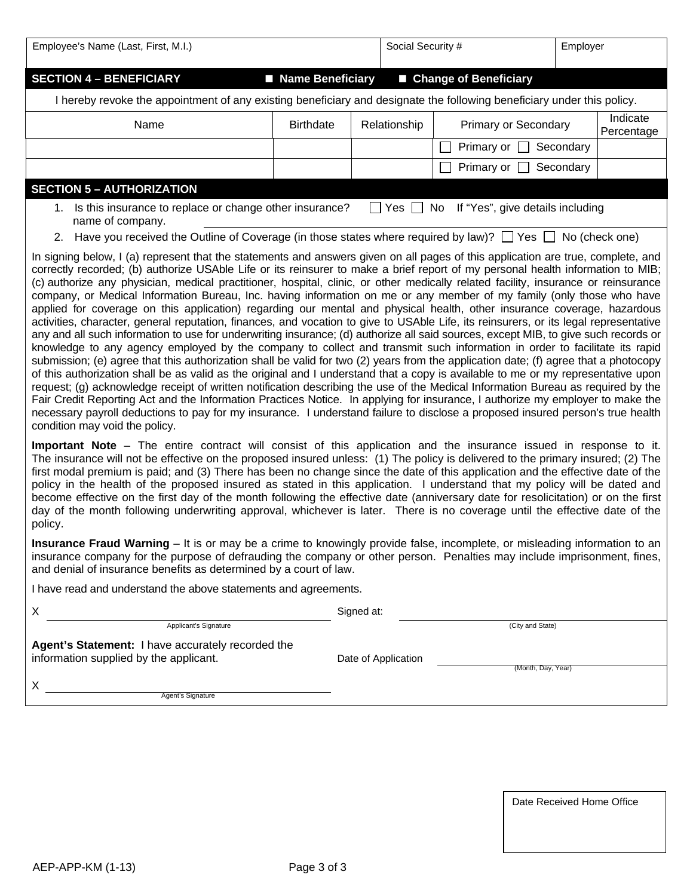| Employee's Name (Last, First, M.I.) | Social Security # | Employer |
|---|---|---|
| | | |

## SECTION 4 – BENEFICIARY ■ Name Beneficiary ■ Change of Beneficiary

I hereby revoke the appointment of any existing beneficiary and designate the following beneficiary under this policy.

| Name | Birthdate | Relationship | Primary or Secondary | Indicate Percentage |
|---|---|---|---|---|
| | | | ☐ Primary or ☐ Secondary | |
| | | | ☐ Primary or ☐ Secondary | |

## SECTION 5 – AUTHORIZATION

1. Is this insurance to replace or change other insurance? ☐ Yes ☐ No If "Yes", give details including name of company. \_\_\_\_\_\_\_\_\_\_\_\_\_\_\_\_\_\_\_\_
2. Have you received the Outline of Coverage (in those states where required by law)? ☐ Yes ☐ No (check one)

In signing below, I (a) represent that the statements and answers given on all pages of this application are true, complete, and correctly recorded; (b) authorize USAble Life or its reinsurer to make a brief report of my personal health information to MIB; (c) authorize any physician, medical practitioner, hospital, clinic, or other medically related facility, insurance or reinsurance company, or Medical Information Bureau, Inc. having information on me or any member of my family (only those who have applied for coverage on this application) regarding our mental and physical health, other insurance coverage, hazardous activities, character, general reputation, finances, and vocation to give to USAble Life, its reinsurers, or its legal representative any and all such information to use for underwriting insurance; (d) authorize all said sources, except MIB, to give such records or knowledge to any agency employed by the company to collect and transmit such information in order to facilitate its rapid submission; (e) agree that this authorization shall be valid for two (2) years from the application date; (f) agree that a photocopy of this authorization shall be as valid as the original and I understand that a copy is available to me or my representative upon request; (g) acknowledge receipt of written notification describing the use of the Medical Information Bureau as required by the Fair Credit Reporting Act and the Information Practices Notice. In applying for insurance, I authorize my employer to make the necessary payroll deductions to pay for my insurance. I understand failure to disclose a proposed insured person's true health condition may void the policy.

**Important Note** – The entire contract will consist of this application and the insurance issued in response to it. The insurance will not be effective on the proposed insured unless: (1) The policy is delivered to the primary insured; (2) The first modal premium is paid; and (3) There has been no change since the date of this application and the effective date of the policy in the health of the proposed insured as stated in this application. I understand that my policy will be dated and become effective on the first day of the month following the effective date (anniversary date for resolicitation) or on the first day of the month following underwriting approval, whichever is later. There is no coverage until the effective date of the policy.

**Insurance Fraud Warning** – It is or may be a crime to knowingly provide false, incomplete, or misleading information to an insurance company for the purpose of defrauding the company or other person. Penalties may include imprisonment, fines, and denial of insurance benefits as determined by a court of law.

I have read and understand the above statements and agreements.

X \_\_\_\_\_\_\_\_\_\_\_\_\_\_\_\_\_\_\_\_ Signed at: \_\_\_\_\_\_\_\_\_\_\_\_\_\_\_\_\_\_\_\_
Applicant's Signature (City and State)

**Agent's Statement:** I have accurately recorded the information supplied by the applicant.

Date of Application \_\_\_\_\_\_\_\_\_\_\_\_\_\_\_\_\_\_\_\_
(Month, Day, Year)

X \_\_\_\_\_\_\_\_\_\_\_\_\_\_\_\_\_\_\_\_
Agent's Signature

Date Received Home Office

AEP-APP-KM (1-13)